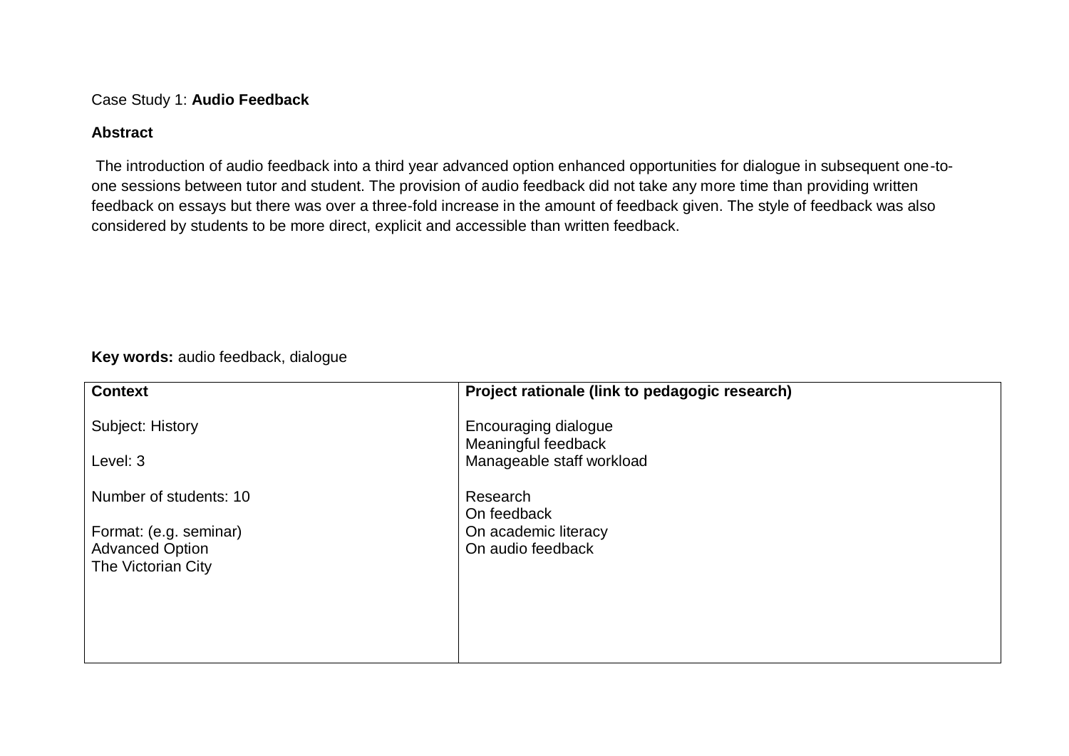Case Study 1: **Audio Feedback**

**Abstract**

The introduction of audio feedback into a third year advanced option enhanced opportunities for dialogue in subsequent one-to-one sessions between tutor and student. The provision of audio feedback did not take any more time than providing written feedback on essays but there was over a three-fold increase in the amount of feedback given. The style of feedback was also considered by students to be more direct, explicit and accessible than written feedback.

**Key words:** audio feedback, dialogue

| **Context** | **Project rationale (link to pedagogic research)** |
|---|---|
| Subject: History<br><br>Level: 3<br><br>Number of students: 10<br><br>Format: (e.g. seminar)<br>Advanced Option<br>The Victorian City | Encouraging dialogue<br>Meaningful feedback<br>Manageable staff workload<br><br>Research<br>On feedback<br>On academic literacy<br>On audio feedback |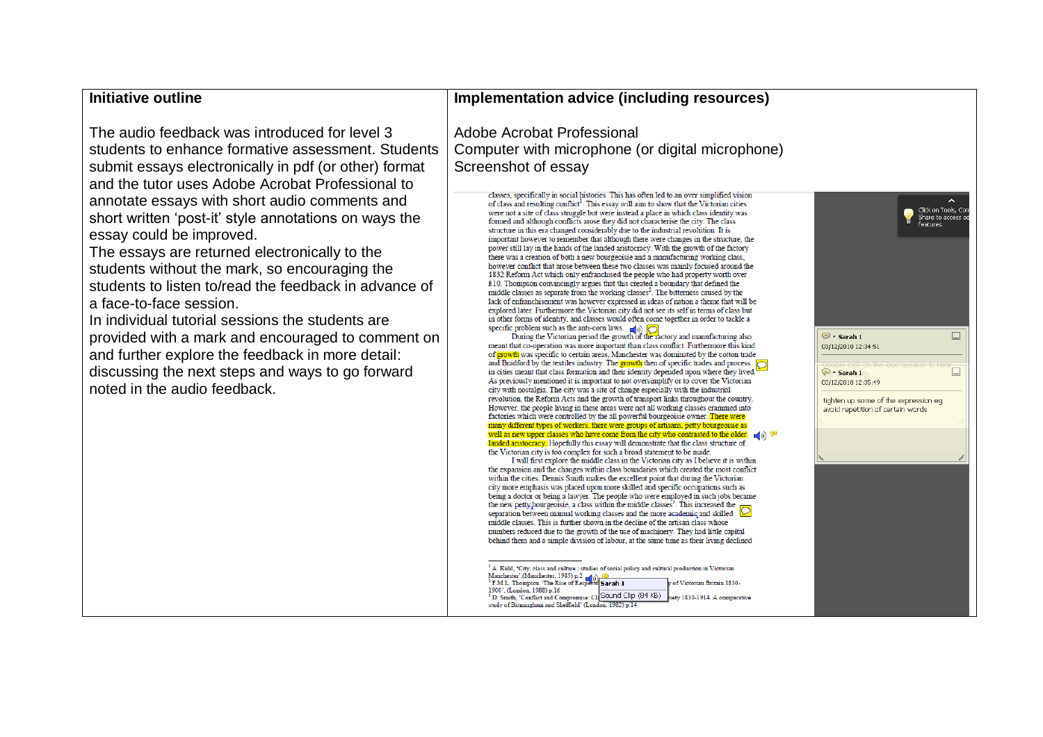| Initiative outline | Implementation advice (including resources) |
|---|---|
| The audio feedback was introduced for level 3 students to enhance formative assessment. Students submit essays electronically in pdf (or other) format and the tutor uses Adobe Acrobat Professional to annotate essays with short audio comments and short written 'post-it' style annotations on ways the essay could be improved.<br>The essays are returned electronically to the students without the mark, so encouraging the students to listen to/read the feedback in advance of a face-to-face session.<br>In individual tutorial sessions the students are provided with a mark and encouraged to comment on and further explore the feedback in more detail: discussing the next steps and ways to go forward noted in the audio feedback. | Adobe Acrobat Professional<br>Computer with microphone (or digital microphone)<br>Screenshot of essay |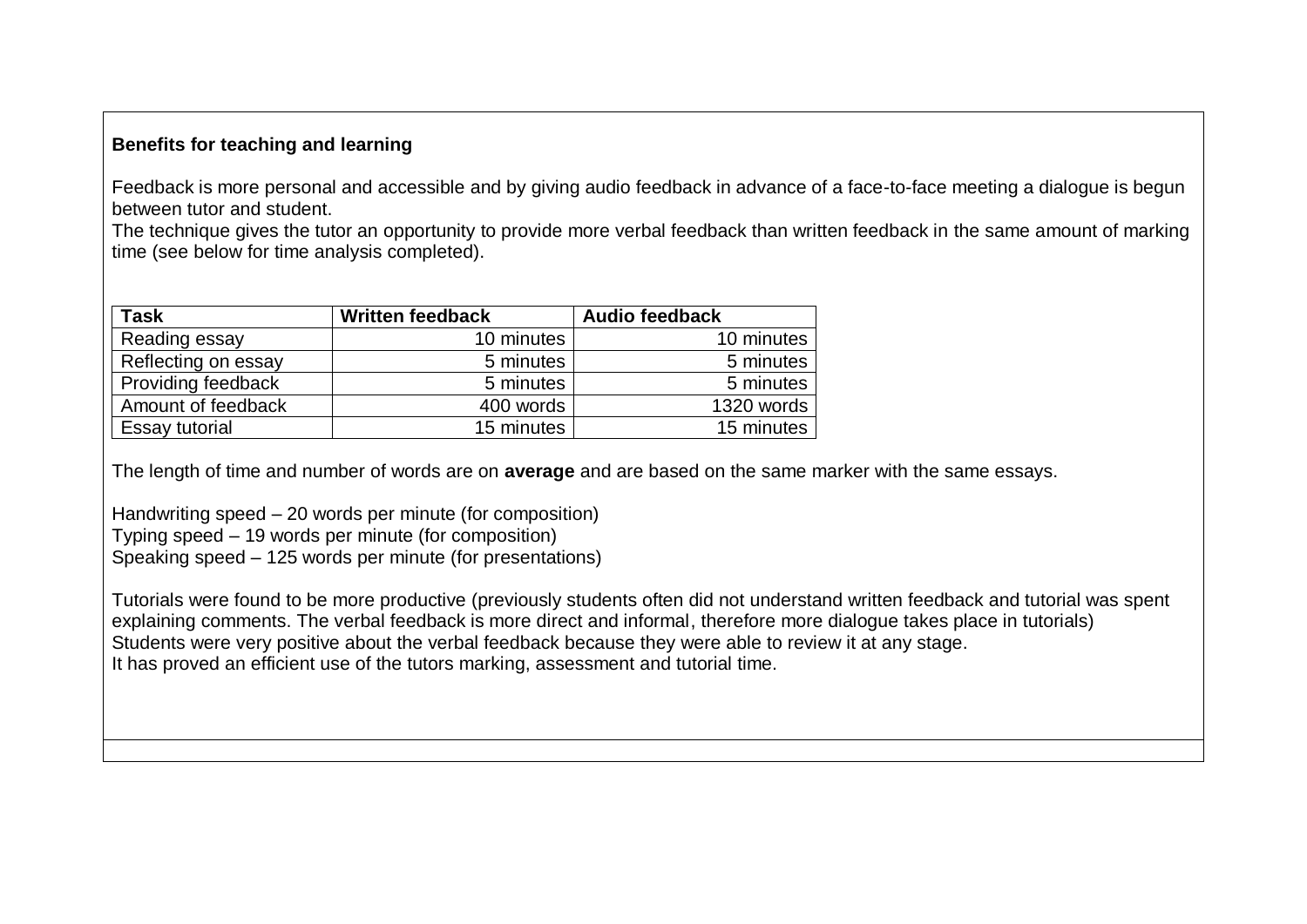**Benefits for teaching and learning**

Feedback is more personal and accessible and by giving audio feedback in advance of a face-to-face meeting a dialogue is begun between tutor and student.
The technique gives the tutor an opportunity to provide more verbal feedback than written feedback in the same amount of marking time (see below for time analysis completed).

| Task | Written feedback | Audio feedback |
|---|---:|---:|
| Reading essay | 10 minutes | 10 minutes |
| Reflecting on essay | 5 minutes | 5 minutes |
| Providing feedback | 5 minutes | 5 minutes |
| Amount of feedback | 400 words | 1320 words |
| Essay tutorial | 15 minutes | 15 minutes |

The length of time and number of words are on **average** and are based on the same marker with the same essays.

Handwriting speed – 20 words per minute (for composition)
Typing speed – 19 words per minute (for composition)
Speaking speed – 125 words per minute (for presentations)

Tutorials were found to be more productive (previously students often did not understand written feedback and tutorial was spent explaining comments. The verbal feedback is more direct and informal, therefore more dialogue takes place in tutorials)
Students were very positive about the verbal feedback because they were able to review it at any stage.
It has proved an efficient use of the tutors marking, assessment and tutorial time.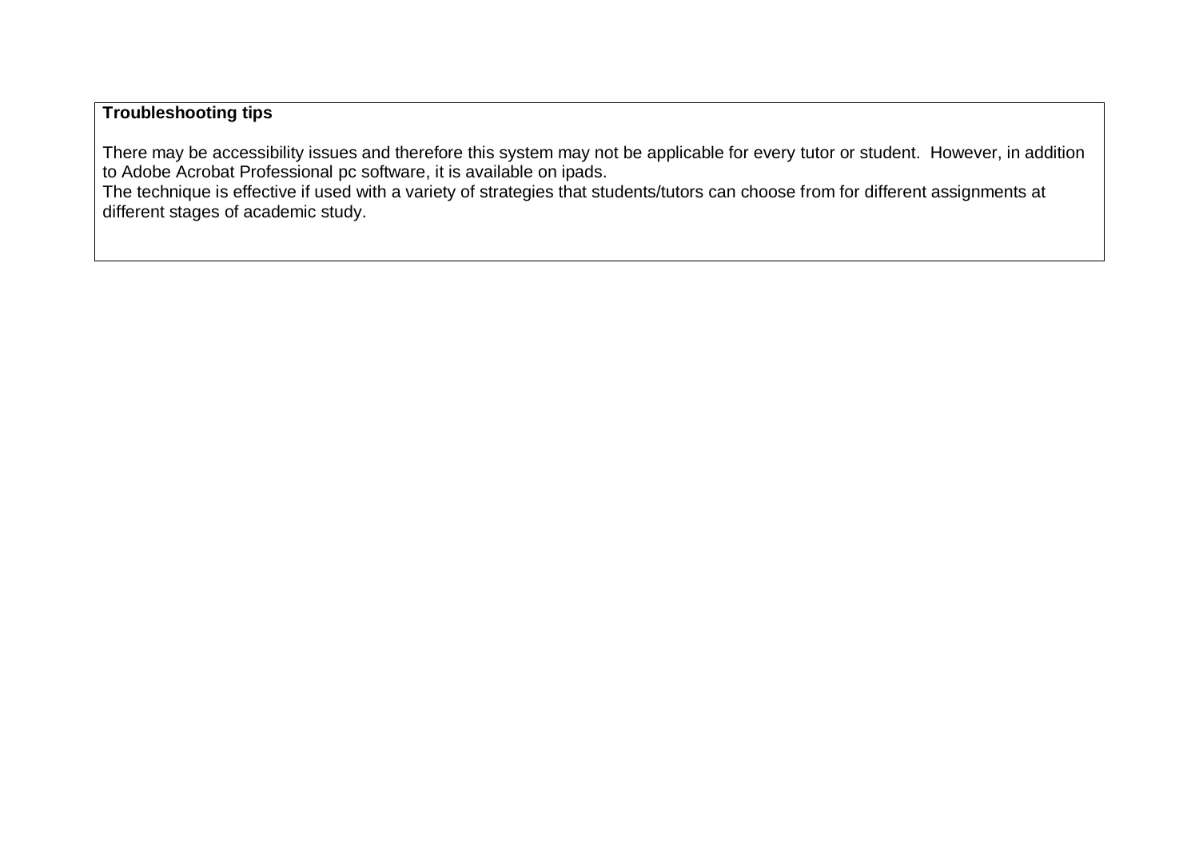**Troubleshooting tips**

There may be accessibility issues and therefore this system may not be applicable for every tutor or student. However, in addition to Adobe Acrobat Professional pc software, it is available on ipads.
The technique is effective if used with a variety of strategies that students/tutors can choose from for different assignments at different stages of academic study.